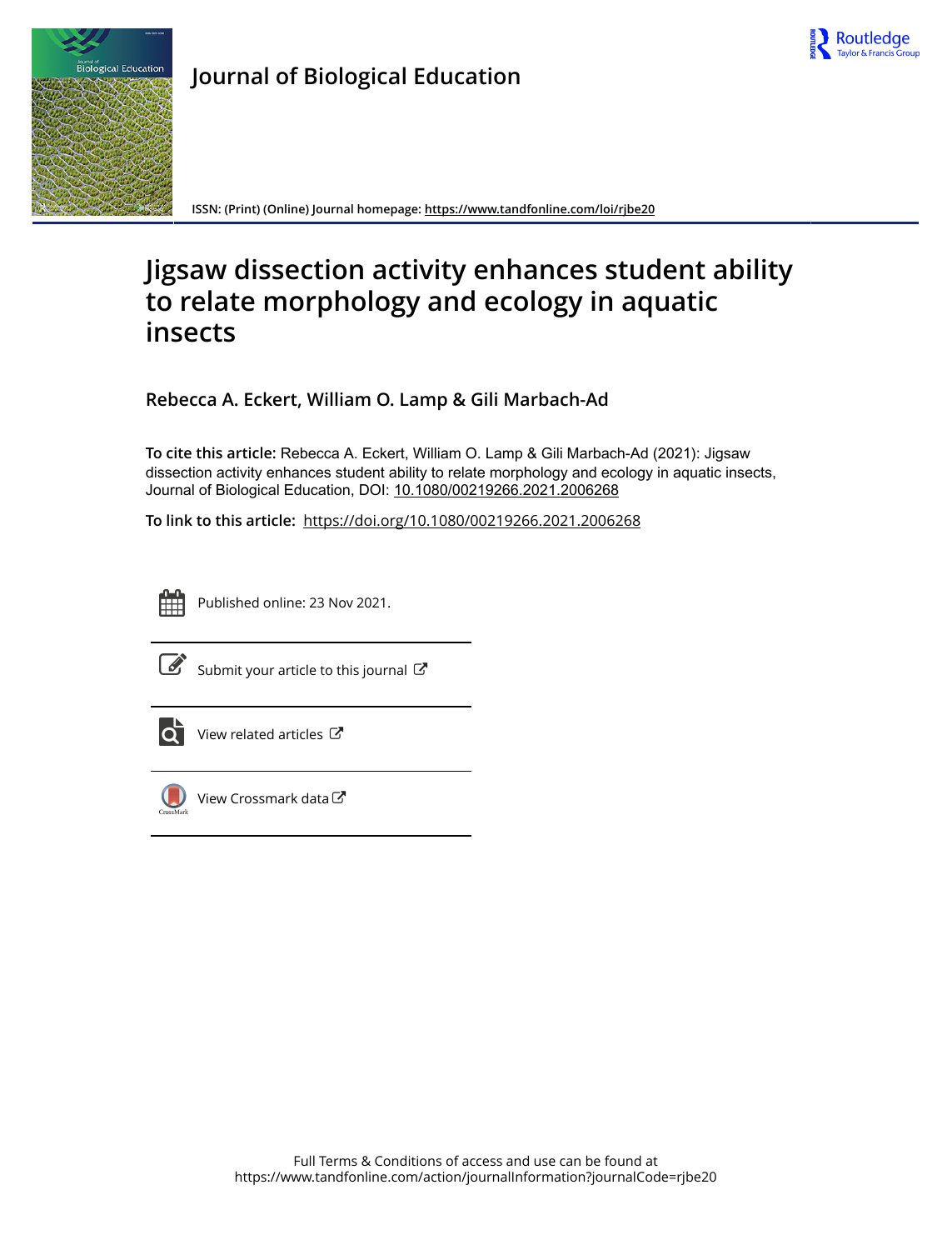# Journal of Biological Education

ISSN: (Print) (Online) Journal homepage: https://www.tandfonline.com/loi/rjbe20

# Jigsaw dissection activity enhances student ability to relate morphology and ecology in aquatic insects

**Rebecca A. Eckert, William O. Lamp & Gili Marbach-Ad**

**To cite this article:** Rebecca A. Eckert, William O. Lamp & Gili Marbach-Ad (2021): Jigsaw dissection activity enhances student ability to relate morphology and ecology in aquatic insects, Journal of Biological Education, DOI: 10.1080/00219266.2021.2006268

**To link to this article:** https://doi.org/10.1080/00219266.2021.2006268

Published online: 23 Nov 2021.

Submit your article to this journal

View related articles

View Crossmark data

Full Terms & Conditions of access and use can be found at https://www.tandfonline.com/action/journalInformation?journalCode=rjbe20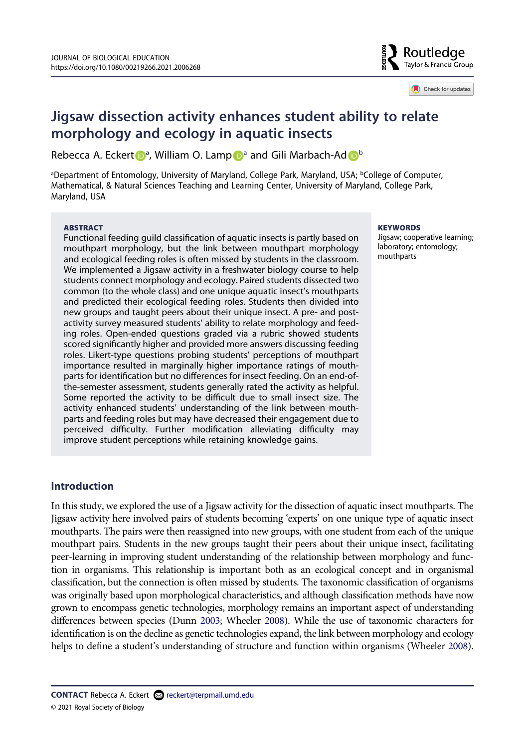# Jigsaw dissection activity enhances student ability to relate morphology and ecology in aquatic insects

Rebecca A. Eckert[a], William O. Lamp[a] and Gili Marbach-Ad[b]

[a]Department of Entomology, University of Maryland, College Park, Maryland, USA; [b]College of Computer, Mathematical, & Natural Sciences Teaching and Learning Center, University of Maryland, College Park, Maryland, USA

## ABSTRACT

Functional feeding guild classification of aquatic insects is partly based on mouthpart morphology, but the link between mouthpart morphology and ecological feeding roles is often missed by students in the classroom. We implemented a Jigsaw activity in a freshwater biology course to help students connect morphology and ecology. Paired students dissected two common (to the whole class) and one unique aquatic insect's mouthparts and predicted their ecological feeding roles. Students then divided into new groups and taught peers about their unique insect. A pre- and post-activity survey measured students' ability to relate morphology and feeding roles. Open-ended questions graded via a rubric showed students scored significantly higher and provided more answers discussing feeding roles. Likert-type questions probing students' perceptions of mouthpart importance resulted in marginally higher importance ratings of mouthparts for identification but no differences for insect feeding. On an end-of-the-semester assessment, students generally rated the activity as helpful. Some reported the activity to be difficult due to small insect size. The activity enhanced students' understanding of the link between mouthparts and feeding roles but may have decreased their engagement due to perceived difficulty. Further modification alleviating difficulty may improve student perceptions while retaining knowledge gains.

## KEYWORDS

Jigsaw; cooperative learning; laboratory; entomology; mouthparts

## Introduction

In this study, we explored the use of a Jigsaw activity for the dissection of aquatic insect mouthparts. The Jigsaw activity here involved pairs of students becoming 'experts' on one unique type of aquatic insect mouthparts. The pairs were then reassigned into new groups, with one student from each of the unique mouthpart pairs. Students in the new groups taught their peers about their unique insect, facilitating peer-learning in improving student understanding of the relationship between morphology and function in organisms. This relationship is important both as an ecological concept and in organismal classification, but the connection is often missed by students. The taxonomic classification of organisms was originally based upon morphological characteristics, and although classification methods have now grown to encompass genetic technologies, morphology remains an important aspect of understanding differences between species (Dunn 2003; Wheeler 2008). While the use of taxonomic characters for identification is on the decline as genetic technologies expand, the link between morphology and ecology helps to define a student's understanding of structure and function within organisms (Wheeler 2008).

**CONTACT** Rebecca A. Eckert reckert@terpmail.umd.edu

© 2021 Royal Society of Biology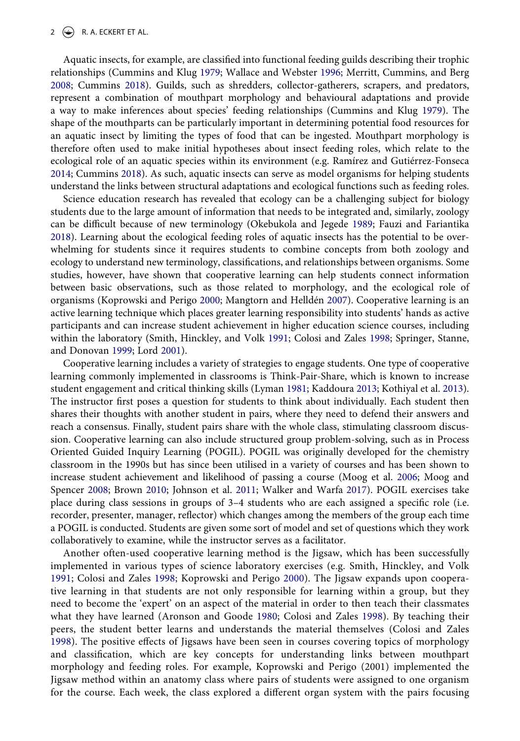Aquatic insects, for example, are classified into functional feeding guilds describing their trophic relationships (Cummins and Klug 1979; Wallace and Webster 1996; Merritt, Cummins, and Berg 2008; Cummins 2018). Guilds, such as shredders, collector-gatherers, scrapers, and predators, represent a combination of mouthpart morphology and behavioural adaptations and provide a way to make inferences about species' feeding relationships (Cummins and Klug 1979). The shape of the mouthparts can be particularly important in determining potential food resources for an aquatic insect by limiting the types of food that can be ingested. Mouthpart morphology is therefore often used to make initial hypotheses about insect feeding roles, which relate to the ecological role of an aquatic species within its environment (e.g. Ramírez and Gutiérrez-Fonseca 2014; Cummins 2018). As such, aquatic insects can serve as model organisms for helping students understand the links between structural adaptations and ecological functions such as feeding roles.

Science education research has revealed that ecology can be a challenging subject for biology students due to the large amount of information that needs to be integrated and, similarly, zoology can be difficult because of new terminology (Okebukola and Jegede 1989; Fauzi and Fariantika 2018). Learning about the ecological feeding roles of aquatic insects has the potential to be overwhelming for students since it requires students to combine concepts from both zoology and ecology to understand new terminology, classifications, and relationships between organisms. Some studies, however, have shown that cooperative learning can help students connect information between basic observations, such as those related to morphology, and the ecological role of organisms (Koprowski and Perigo 2000; Mangtorn and Helldén 2007). Cooperative learning is an active learning technique which places greater learning responsibility into students' hands as active participants and can increase student achievement in higher education science courses, including within the laboratory (Smith, Hinckley, and Volk 1991; Colosi and Zales 1998; Springer, Stanne, and Donovan 1999; Lord 2001).

Cooperative learning includes a variety of strategies to engage students. One type of cooperative learning commonly implemented in classrooms is Think-Pair-Share, which is known to increase student engagement and critical thinking skills (Lyman 1981; Kaddoura 2013; Kothiyal et al. 2013). The instructor first poses a question for students to think about individually. Each student then shares their thoughts with another student in pairs, where they need to defend their answers and reach a consensus. Finally, student pairs share with the whole class, stimulating classroom discussion. Cooperative learning can also include structured group problem-solving, such as in Process Oriented Guided Inquiry Learning (POGIL). POGIL was originally developed for the chemistry classroom in the 1990s but has since been utilised in a variety of courses and has been shown to increase student achievement and likelihood of passing a course (Moog et al. 2006; Moog and Spencer 2008; Brown 2010; Johnson et al. 2011; Walker and Warfa 2017). POGIL exercises take place during class sessions in groups of 3–4 students who are each assigned a specific role (i.e. recorder, presenter, manager, reflector) which changes among the members of the group each time a POGIL is conducted. Students are given some sort of model and set of questions which they work collaboratively to examine, while the instructor serves as a facilitator.

Another often-used cooperative learning method is the Jigsaw, which has been successfully implemented in various types of science laboratory exercises (e.g. Smith, Hinckley, and Volk 1991; Colosi and Zales 1998; Koprowski and Perigo 2000). The Jigsaw expands upon cooperative learning in that students are not only responsible for learning within a group, but they need to become the 'expert' on an aspect of the material in order to then teach their classmates what they have learned (Aronson and Goode 1980; Colosi and Zales 1998). By teaching their peers, the student better learns and understands the material themselves (Colosi and Zales 1998). The positive effects of Jigsaws have been seen in courses covering topics of morphology and classification, which are key concepts for understanding links between mouthpart morphology and feeding roles. For example, Koprowski and Perigo (2001) implemented the Jigsaw method within an anatomy class where pairs of students were assigned to one organism for the course. Each week, the class explored a different organ system with the pairs focusing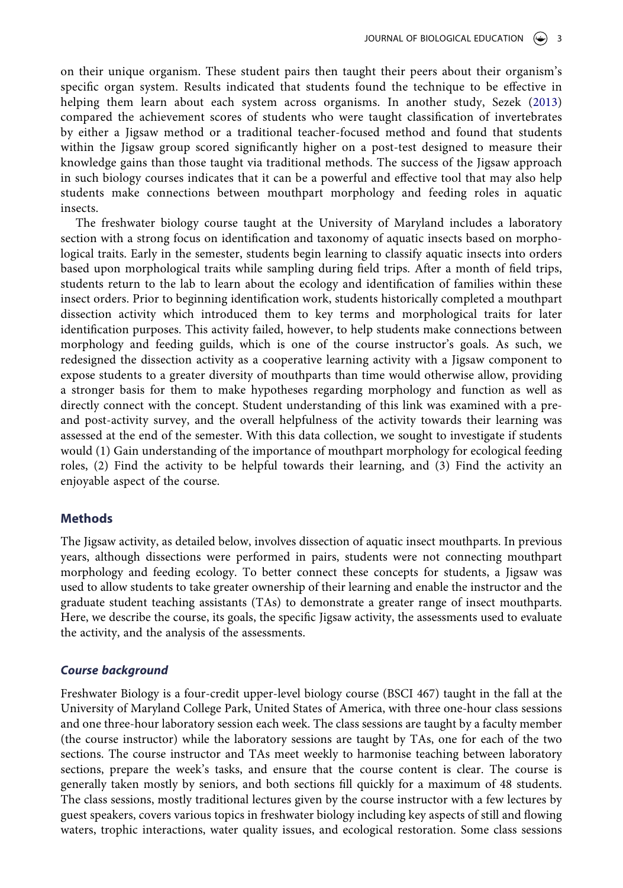on their unique organism. These student pairs then taught their peers about their organism's specific organ system. Results indicated that students found the technique to be effective in helping them learn about each system across organisms. In another study, Sezek (2013) compared the achievement scores of students who were taught classification of invertebrates by either a Jigsaw method or a traditional teacher-focused method and found that students within the Jigsaw group scored significantly higher on a post-test designed to measure their knowledge gains than those taught via traditional methods. The success of the Jigsaw approach in such biology courses indicates that it can be a powerful and effective tool that may also help students make connections between mouthpart morphology and feeding roles in aquatic insects.

The freshwater biology course taught at the University of Maryland includes a laboratory section with a strong focus on identification and taxonomy of aquatic insects based on morphological traits. Early in the semester, students begin learning to classify aquatic insects into orders based upon morphological traits while sampling during field trips. After a month of field trips, students return to the lab to learn about the ecology and identification of families within these insect orders. Prior to beginning identification work, students historically completed a mouthpart dissection activity which introduced them to key terms and morphological traits for later identification purposes. This activity failed, however, to help students make connections between morphology and feeding guilds, which is one of the course instructor's goals. As such, we redesigned the dissection activity as a cooperative learning activity with a Jigsaw component to expose students to a greater diversity of mouthparts than time would otherwise allow, providing a stronger basis for them to make hypotheses regarding morphology and function as well as directly connect with the concept. Student understanding of this link was examined with a pre- and post-activity survey, and the overall helpfulness of the activity towards their learning was assessed at the end of the semester. With this data collection, we sought to investigate if students would (1) Gain understanding of the importance of mouthpart morphology for ecological feeding roles, (2) Find the activity to be helpful towards their learning, and (3) Find the activity an enjoyable aspect of the course.

## Methods

The Jigsaw activity, as detailed below, involves dissection of aquatic insect mouthparts. In previous years, although dissections were performed in pairs, students were not connecting mouthpart morphology and feeding ecology. To better connect these concepts for students, a Jigsaw was used to allow students to take greater ownership of their learning and enable the instructor and the graduate student teaching assistants (TAs) to demonstrate a greater range of insect mouthparts. Here, we describe the course, its goals, the specific Jigsaw activity, the assessments used to evaluate the activity, and the analysis of the assessments.

### *Course background*

Freshwater Biology is a four-credit upper-level biology course (BSCI 467) taught in the fall at the University of Maryland College Park, United States of America, with three one-hour class sessions and one three-hour laboratory session each week. The class sessions are taught by a faculty member (the course instructor) while the laboratory sessions are taught by TAs, one for each of the two sections. The course instructor and TAs meet weekly to harmonise teaching between laboratory sections, prepare the week's tasks, and ensure that the course content is clear. The course is generally taken mostly by seniors, and both sections fill quickly for a maximum of 48 students. The class sessions, mostly traditional lectures given by the course instructor with a few lectures by guest speakers, covers various topics in freshwater biology including key aspects of still and flowing waters, trophic interactions, water quality issues, and ecological restoration. Some class sessions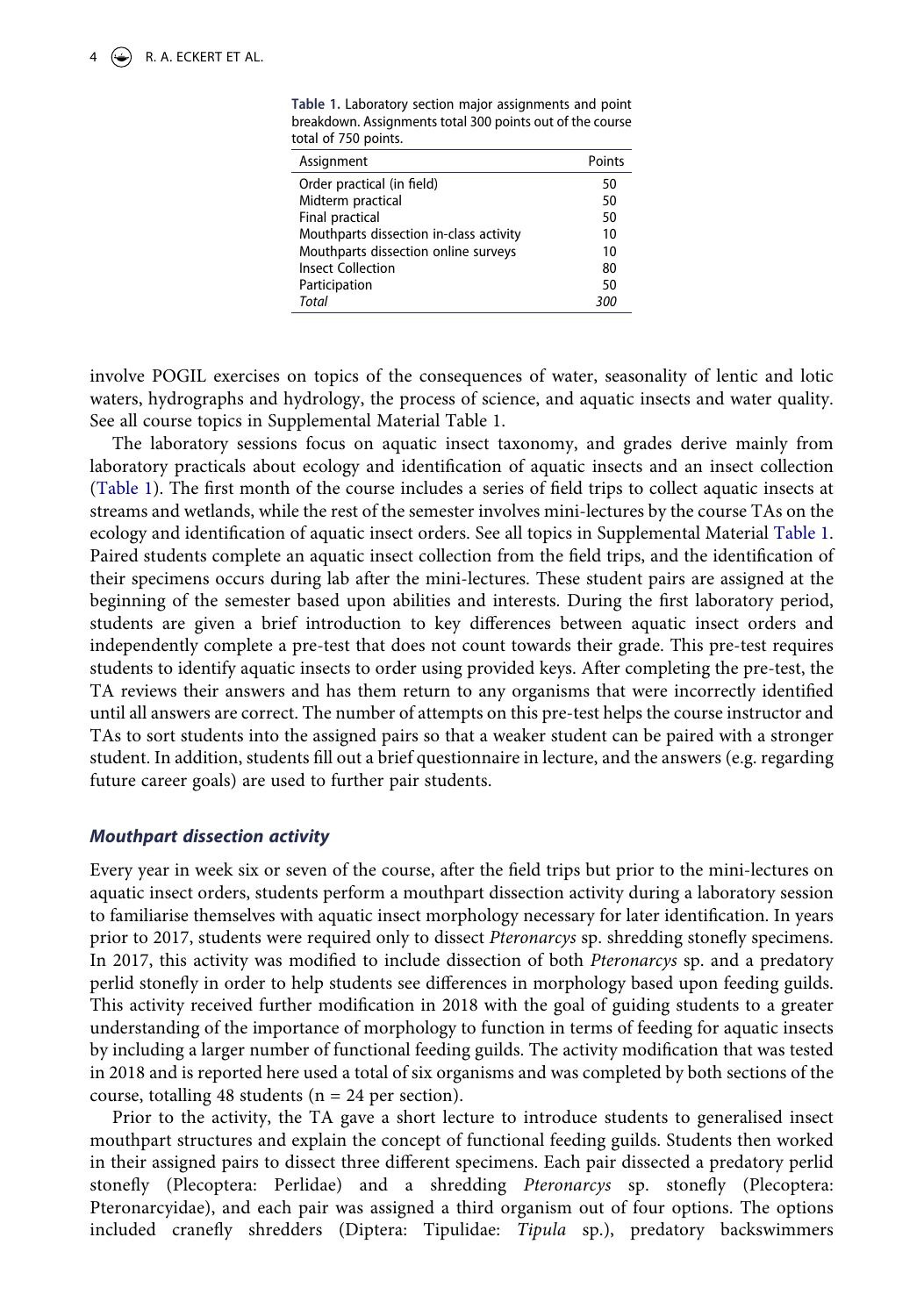**Table 1.** Laboratory section major assignments and point breakdown. Assignments total 300 points out of the course total of 750 points.

| Assignment | Points |
|---|---|
| Order practical (in field) | 50 |
| Midterm practical | 50 |
| Final practical | 50 |
| Mouthparts dissection in-class activity | 10 |
| Mouthparts dissection online surveys | 10 |
| Insect Collection | 80 |
| Participation | 50 |
| *Total* | *300* |

involve POGIL exercises on topics of the consequences of water, seasonality of lentic and lotic waters, hydrographs and hydrology, the process of science, and aquatic insects and water quality. See all course topics in Supplemental Material Table 1.

The laboratory sessions focus on aquatic insect taxonomy, and grades derive mainly from laboratory practicals about ecology and identification of aquatic insects and an insect collection (Table 1). The first month of the course includes a series of field trips to collect aquatic insects at streams and wetlands, while the rest of the semester involves mini-lectures by the course TAs on the ecology and identification of aquatic insect orders. See all topics in Supplemental Material Table 1. Paired students complete an aquatic insect collection from the field trips, and the identification of their specimens occurs during lab after the mini-lectures. These student pairs are assigned at the beginning of the semester based upon abilities and interests. During the first laboratory period, students are given a brief introduction to key differences between aquatic insect orders and independently complete a pre-test that does not count towards their grade. This pre-test requires students to identify aquatic insects to order using provided keys. After completing the pre-test, the TA reviews their answers and has them return to any organisms that were incorrectly identified until all answers are correct. The number of attempts on this pre-test helps the course instructor and TAs to sort students into the assigned pairs so that a weaker student can be paired with a stronger student. In addition, students fill out a brief questionnaire in lecture, and the answers (e.g. regarding future career goals) are used to further pair students.

### *Mouthpart dissection activity*

Every year in week six or seven of the course, after the field trips but prior to the mini-lectures on aquatic insect orders, students perform a mouthpart dissection activity during a laboratory session to familiarise themselves with aquatic insect morphology necessary for later identification. In years prior to 2017, students were required only to dissect *Pteronarcys* sp. shredding stonefly specimens. In 2017, this activity was modified to include dissection of both *Pteronarcys* sp. and a predatory perlid stonefly in order to help students see differences in morphology based upon feeding guilds. This activity received further modification in 2018 with the goal of guiding students to a greater understanding of the importance of morphology to function in terms of feeding for aquatic insects by including a larger number of functional feeding guilds. The activity modification that was tested in 2018 and is reported here used a total of six organisms and was completed by both sections of the course, totalling 48 students (n = 24 per section).

Prior to the activity, the TA gave a short lecture to introduce students to generalised insect mouthpart structures and explain the concept of functional feeding guilds. Students then worked in their assigned pairs to dissect three different specimens. Each pair dissected a predatory perlid stonefly (Plecoptera: Perlidae) and a shredding *Pteronarcys* sp. stonefly (Plecoptera: Pteronarcyidae), and each pair was assigned a third organism out of four options. The options included cranefly shredders (Diptera: Tipulidae: *Tipula* sp.), predatory backswimmers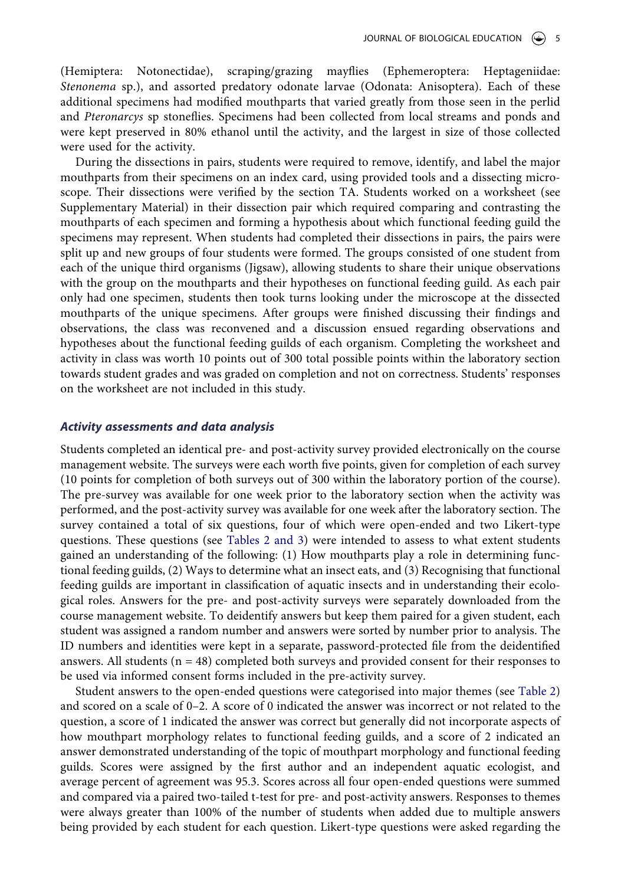(Hemiptera: Notonectidae), scraping/grazing mayflies (Ephemeroptera: Heptageniidae: *Stenonema* sp.), and assorted predatory odonate larvae (Odonata: Anisoptera). Each of these additional specimens had modified mouthparts that varied greatly from those seen in the perlid and *Pteronarcys* sp stoneflies. Specimens had been collected from local streams and ponds and were kept preserved in 80% ethanol until the activity, and the largest in size of those collected were used for the activity.

During the dissections in pairs, students were required to remove, identify, and label the major mouthparts from their specimens on an index card, using provided tools and a dissecting microscope. Their dissections were verified by the section TA. Students worked on a worksheet (see Supplementary Material) in their dissection pair which required comparing and contrasting the mouthparts of each specimen and forming a hypothesis about which functional feeding guild the specimens may represent. When students had completed their dissections in pairs, the pairs were split up and new groups of four students were formed. The groups consisted of one student from each of the unique third organisms (Jigsaw), allowing students to share their unique observations with the group on the mouthparts and their hypotheses on functional feeding guild. As each pair only had one specimen, students then took turns looking under the microscope at the dissected mouthparts of the unique specimens. After groups were finished discussing their findings and observations, the class was reconvened and a discussion ensued regarding observations and hypotheses about the functional feeding guilds of each organism. Completing the worksheet and activity in class was worth 10 points out of 300 total possible points within the laboratory section towards student grades and was graded on completion and not on correctness. Students' responses on the worksheet are not included in this study.

### *Activity assessments and data analysis*

Students completed an identical pre- and post-activity survey provided electronically on the course management website. The surveys were each worth five points, given for completion of each survey (10 points for completion of both surveys out of 300 within the laboratory portion of the course). The pre-survey was available for one week prior to the laboratory section when the activity was performed, and the post-activity survey was available for one week after the laboratory section. The survey contained a total of six questions, four of which were open-ended and two Likert-type questions. These questions (see Tables 2 and 3) were intended to assess to what extent students gained an understanding of the following: (1) How mouthparts play a role in determining functional feeding guilds, (2) Ways to determine what an insect eats, and (3) Recognising that functional feeding guilds are important in classification of aquatic insects and in understanding their ecological roles. Answers for the pre- and post-activity surveys were separately downloaded from the course management website. To deidentify answers but keep them paired for a given student, each student was assigned a random number and answers were sorted by number prior to analysis. The ID numbers and identities were kept in a separate, password-protected file from the deidentified answers. All students ($n = 48$) completed both surveys and provided consent for their responses to be used via informed consent forms included in the pre-activity survey.

Student answers to the open-ended questions were categorised into major themes (see Table 2) and scored on a scale of 0–2. A score of 0 indicated the answer was incorrect or not related to the question, a score of 1 indicated the answer was correct but generally did not incorporate aspects of how mouthpart morphology relates to functional feeding guilds, and a score of 2 indicated an answer demonstrated understanding of the topic of mouthpart morphology and functional feeding guilds. Scores were assigned by the first author and an independent aquatic ecologist, and average percent of agreement was 95.3. Scores across all four open-ended questions were summed and compared via a paired two-tailed t-test for pre- and post-activity answers. Responses to themes were always greater than 100% of the number of students when added due to multiple answers being provided by each student for each question. Likert-type questions were asked regarding the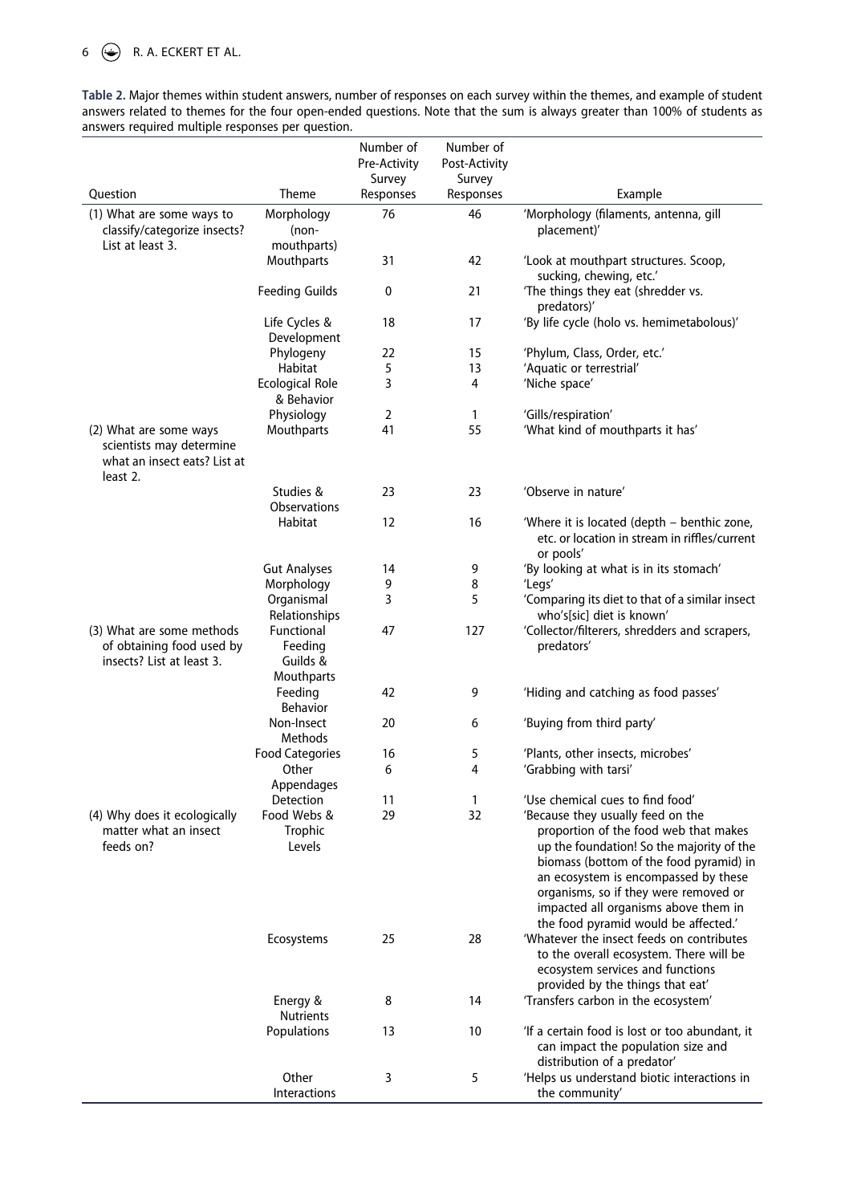**Table 2.** Major themes within student answers, number of responses on each survey within the themes, and example of student answers related to themes for the four open-ended questions. Note that the sum is always greater than 100% of students as answers required multiple responses per question.

| Question | Theme | Number of Pre-Activity Survey Responses | Number of Post-Activity Survey Responses | Example |
|---|---|---|---|---|
| (1) What are some ways to classify/categorize insects? List at least 3. | Morphology (non-mouthparts) | 76 | 46 | 'Morphology (filaments, antenna, gill placement)' |
| | Mouthparts | 31 | 42 | 'Look at mouthpart structures. Scoop, sucking, chewing, etc.' |
| | Feeding Guilds | 0 | 21 | 'The things they eat (shredder vs. predators)' |
| | Life Cycles & Development | 18 | 17 | 'By life cycle (holo vs. hemimetabolous)' |
| | Phylogeny | 22 | 15 | 'Phylum, Class, Order, etc.' |
| | Habitat | 5 | 13 | 'Aquatic or terrestrial' |
| | Ecological Role & Behavior | 3 | 4 | 'Niche space' |
| | Physiology | 2 | 1 | 'Gills/respiration' |
| (2) What are some ways scientists may determine what an insect eats? List at least 2. | Mouthparts | 41 | 55 | 'What kind of mouthparts it has' |
| | Studies & Observations | 23 | 23 | 'Observe in nature' |
| | Habitat | 12 | 16 | 'Where it is located (depth – benthic zone, etc. or location in stream in riffles/current or pools)' |
| | Gut Analyses | 14 | 9 | 'By looking at what is in its stomach' |
| | Morphology | 9 | 8 | 'Legs' |
| | Organismal Relationships | 3 | 5 | 'Comparing its diet to that of a similar insect who's[sic] diet is known' |
| (3) What are some methods of obtaining food used by insects? List at least 3. | Functional Feeding Guilds & Mouthparts | 47 | 127 | 'Collector/filterers, shredders and scrapers, predators' |
| | Feeding Behavior | 42 | 9 | 'Hiding and catching as food passes' |
| | Non-Insect Methods | 20 | 6 | 'Buying from third party' |
| | Food Categories | 16 | 5 | 'Plants, other insects, microbes' |
| | Other Appendages | 6 | 4 | 'Grabbing with tarsi' |
| | Detection | 11 | 1 | 'Use chemical cues to find food' |
| (4) Why does it ecologically matter what an insect feeds on? | Food Webs & Trophic Levels | 29 | 32 | 'Because they usually feed on the proportion of the food web that makes up the foundation! So the majority of the biomass (bottom of the food pyramid) in an ecosystem is encompassed by these organisms, so if they were removed or impacted all organisms above them in the food pyramid would be affected.' |
| | Ecosystems | 25 | 28 | 'Whatever the insect feeds on contributes to the overall ecosystem. There will be ecosystem services and functions provided by the things that eat' |
| | Energy & Nutrients | 8 | 14 | 'Transfers carbon in the ecosystem' |
| | Populations | 13 | 10 | 'If a certain food is lost or too abundant, it can impact the population size and distribution of a predator' |
| | Other Interactions | 3 | 5 | 'Helps us understand biotic interactions in the community' |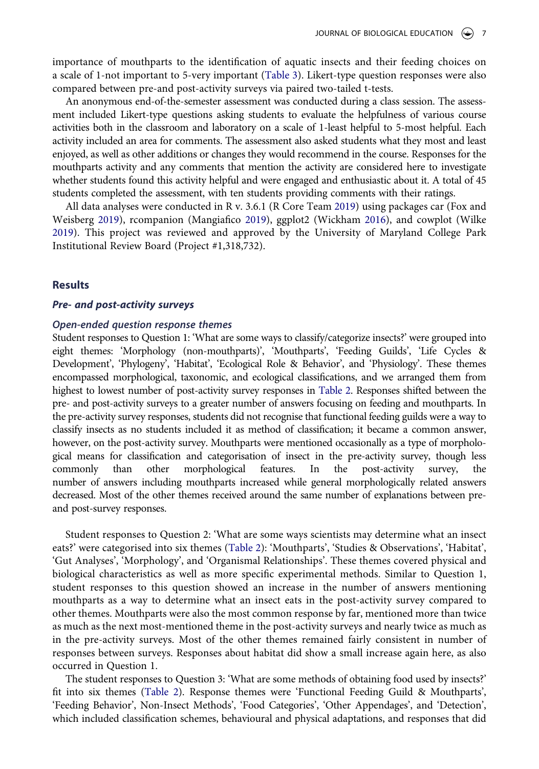importance of mouthparts to the identification of aquatic insects and their feeding choices on a scale of 1-not important to 5-very important (Table 3). Likert-type question responses were also compared between pre-and post-activity surveys via paired two-tailed t-tests.

An anonymous end-of-the-semester assessment was conducted during a class session. The assessment included Likert-type questions asking students to evaluate the helpfulness of various course activities both in the classroom and laboratory on a scale of 1-least helpful to 5-most helpful. Each activity included an area for comments. The assessment also asked students what they most and least enjoyed, as well as other additions or changes they would recommend in the course. Responses for the mouthparts activity and any comments that mention the activity are considered here to investigate whether students found this activity helpful and were engaged and enthusiastic about it. A total of 45 students completed the assessment, with ten students providing comments with their ratings.

All data analyses were conducted in R v. 3.6.1 (R Core Team 2019) using packages car (Fox and Weisberg 2019), rcompanion (Mangiafico 2019), ggplot2 (Wickham 2016), and cowplot (Wilke 2019). This project was reviewed and approved by the University of Maryland College Park Institutional Review Board (Project #1,318,732).

## Results

### *Pre- and post-activity surveys*

#### *Open-ended question response themes*

Student responses to Question 1: 'What are some ways to classify/categorize insects?' were grouped into eight themes: 'Morphology (non-mouthparts)', 'Mouthparts', 'Feeding Guilds', 'Life Cycles & Development', 'Phylogeny', 'Habitat', 'Ecological Role & Behavior', and 'Physiology'. These themes encompassed morphological, taxonomic, and ecological classifications, and we arranged them from highest to lowest number of post-activity survey responses in Table 2. Responses shifted between the pre- and post-activity surveys to a greater number of answers focusing on feeding and mouthparts. In the pre-activity survey responses, students did not recognise that functional feeding guilds were a way to classify insects as no students included it as method of classification; it became a common answer, however, on the post-activity survey. Mouthparts were mentioned occasionally as a type of morphological means for classification and categorisation of insect in the pre-activity survey, though less commonly than other morphological features. In the post-activity survey, the number of answers including mouthparts increased while general morphologically related answers decreased. Most of the other themes received around the same number of explanations between pre- and post-survey responses.

Student responses to Question 2: 'What are some ways scientists may determine what an insect eats?' were categorised into six themes (Table 2): 'Mouthparts', 'Studies & Observations', 'Habitat', 'Gut Analyses', 'Morphology', and 'Organismal Relationships'. These themes covered physical and biological characteristics as well as more specific experimental methods. Similar to Question 1, student responses to this question showed an increase in the number of answers mentioning mouthparts as a way to determine what an insect eats in the post-activity survey compared to other themes. Mouthparts were also the most common response by far, mentioned more than twice as much as the next most-mentioned theme in the post-activity surveys and nearly twice as much as in the pre-activity surveys. Most of the other themes remained fairly consistent in number of responses between surveys. Responses about habitat did show a small increase again here, as also occurred in Question 1.

The student responses to Question 3: 'What are some methods of obtaining food used by insects?' fit into six themes (Table 2). Response themes were 'Functional Feeding Guild & Mouthparts', 'Feeding Behavior', Non-Insect Methods', 'Food Categories', 'Other Appendages', and 'Detection', which included classification schemes, behavioural and physical adaptations, and responses that did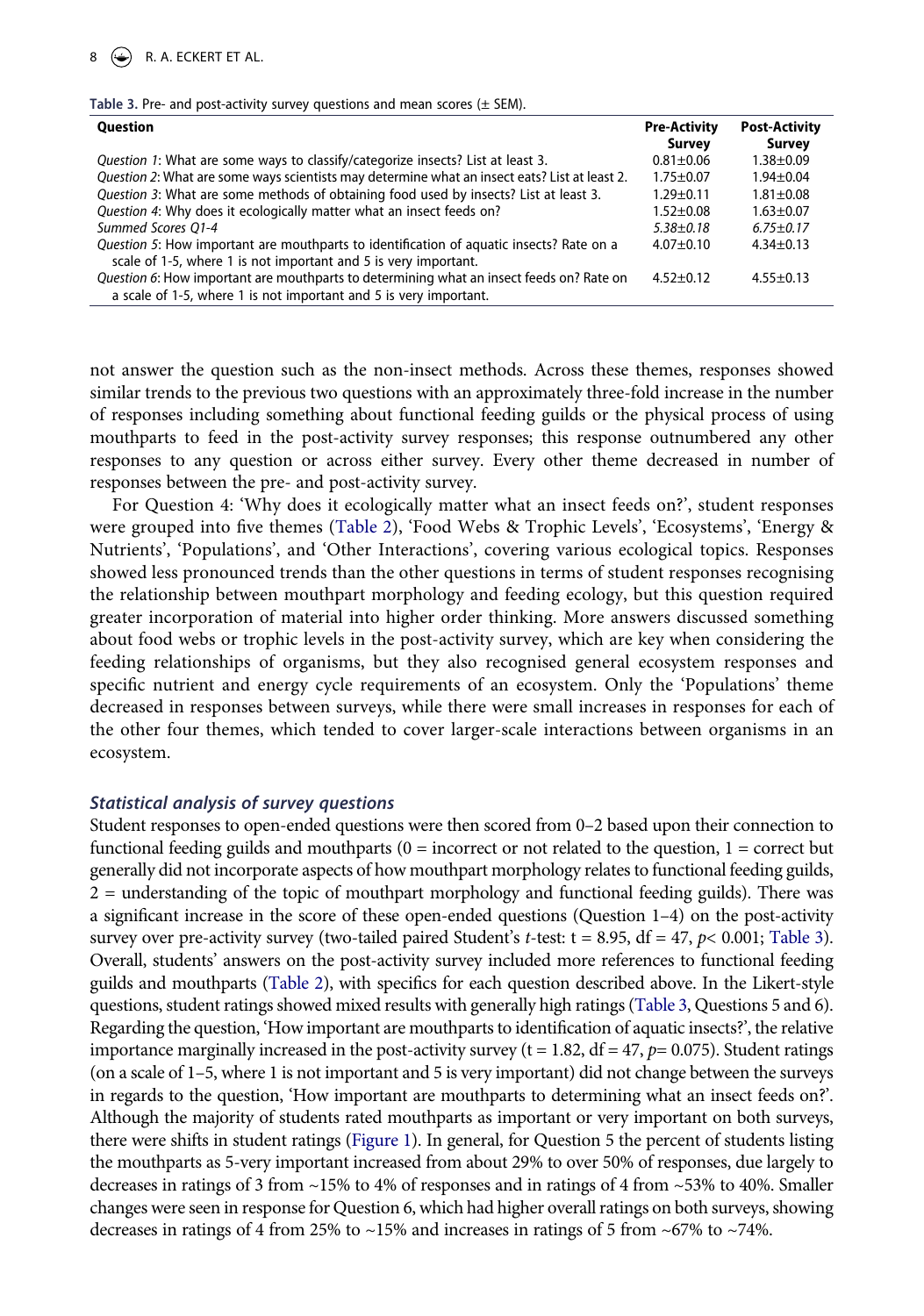Table 3. Pre- and post-activity survey questions and mean scores (± SEM).

| Question | Pre-Activity Survey | Post-Activity Survey |
|---|---|---|
| *Question 1*: What are some ways to classify/categorize insects? List at least 3. | 0.81±0.06 | 1.38±0.09 |
| *Question 2*: What are some ways scientists may determine what an insect eats? List at least 2. | 1.75±0.07 | 1.94±0.04 |
| *Question 3*: What are some methods of obtaining food used by insects? List at least 3. | 1.29±0.11 | 1.81±0.08 |
| *Question 4*: Why does it ecologically matter what an insect feeds on? | 1.52±0.08 | 1.63±0.07 |
| *Summed Scores Q1-4* | *5.38±0.18* | *6.75±0.17* |
| *Question 5*: How important are mouthparts to identification of aquatic insects? Rate on a scale of 1-5, where 1 is not important and 5 is very important. | 4.07±0.10 | 4.34±0.13 |
| *Question 6*: How important are mouthparts to determining what an insect feeds on? Rate on a scale of 1-5, where 1 is not important and 5 is very important. | 4.52±0.12 | 4.55±0.13 |

not answer the question such as the non-insect methods. Across these themes, responses showed similar trends to the previous two questions with an approximately three-fold increase in the number of responses including something about functional feeding guilds or the physical process of using mouthparts to feed in the post-activity survey responses; this response outnumbered any other responses to any question or across either survey. Every other theme decreased in number of responses between the pre- and post-activity survey.

For Question 4: 'Why does it ecologically matter what an insect feeds on?', student responses were grouped into five themes (Table 2), 'Food Webs & Trophic Levels', 'Ecosystems', 'Energy & Nutrients', 'Populations', and 'Other Interactions', covering various ecological topics. Responses showed less pronounced trends than the other questions in terms of student responses recognising the relationship between mouthpart morphology and feeding ecology, but this question required greater incorporation of material into higher order thinking. More answers discussed something about food webs or trophic levels in the post-activity survey, which are key when considering the feeding relationships of organisms, but they also recognised general ecosystem responses and specific nutrient and energy cycle requirements of an ecosystem. Only the 'Populations' theme decreased in responses between surveys, while there were small increases in responses for each of the other four themes, which tended to cover larger-scale interactions between organisms in an ecosystem.

### *Statistical analysis of survey questions*

Student responses to open-ended questions were then scored from 0–2 based upon their connection to functional feeding guilds and mouthparts (0 = incorrect or not related to the question, 1 = correct but generally did not incorporate aspects of how mouthpart morphology relates to functional feeding guilds, 2 = understanding of the topic of mouthpart morphology and functional feeding guilds). There was a significant increase in the score of these open-ended questions (Question 1–4) on the post-activity survey over pre-activity survey (two-tailed paired Student's *t*-test: $t = 8.95$, $df = 47$, $p < 0.001$; Table 3). Overall, students' answers on the post-activity survey included more references to functional feeding guilds and mouthparts (Table 2), with specifics for each question described above. In the Likert-style questions, student ratings showed mixed results with generally high ratings (Table 3, Questions 5 and 6). Regarding the question, 'How important are mouthparts to identification of aquatic insects?', the relative importance marginally increased in the post-activity survey ($t = 1.82$, $df = 47$, $p = 0.075$). Student ratings (on a scale of 1–5, where 1 is not important and 5 is very important) did not change between the surveys in regards to the question, 'How important are mouthparts to determining what an insect feeds on?'. Although the majority of students rated mouthparts as important or very important on both surveys, there were shifts in student ratings (Figure 1). In general, for Question 5 the percent of students listing the mouthparts as 5-very important increased from about 29% to over 50% of responses, due largely to decreases in ratings of 3 from ~15% to 4% of responses and in ratings of 4 from ~53% to 40%. Smaller changes were seen in response for Question 6, which had higher overall ratings on both surveys, showing decreases in ratings of 4 from 25% to ~15% and increases in ratings of 5 from ~67% to ~74%.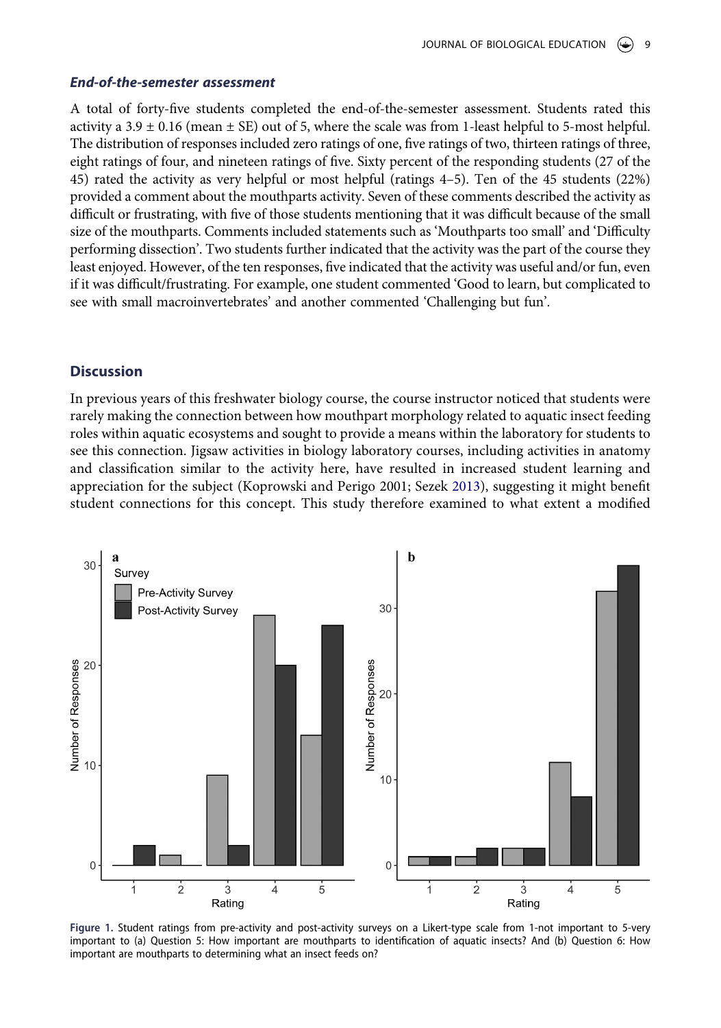### *End-of-the-semester assessment*

A total of forty-five students completed the end-of-the-semester assessment. Students rated this activity a 3.9 ± 0.16 (mean ± SE) out of 5, where the scale was from 1-least helpful to 5-most helpful. The distribution of responses included zero ratings of one, five ratings of two, thirteen ratings of three, eight ratings of four, and nineteen ratings of five. Sixty percent of the responding students (27 of the 45) rated the activity as very helpful or most helpful (ratings 4–5). Ten of the 45 students (22%) provided a comment about the mouthparts activity. Seven of these comments described the activity as difficult or frustrating, with five of those students mentioning that it was difficult because of the small size of the mouthparts. Comments included statements such as 'Mouthparts too small' and 'Difficulty performing dissection'. Two students further indicated that the activity was the part of the course they least enjoyed. However, of the ten responses, five indicated that the activity was useful and/or fun, even if it was difficult/frustrating. For example, one student commented 'Good to learn, but complicated to see with small macroinvertebrates' and another commented 'Challenging but fun'.

## Discussion

In previous years of this freshwater biology course, the course instructor noticed that students were rarely making the connection between how mouthpart morphology related to aquatic insect feeding roles within aquatic ecosystems and sought to provide a means within the laboratory for students to see this connection. Jigsaw activities in biology laboratory courses, including activities in anatomy and classification similar to the activity here, have resulted in increased student learning and appreciation for the subject (Koprowski and Perigo 2001; Sezek 2013), suggesting it might benefit student connections for this concept. This study therefore examined to what extent a modified

**Figure 1.** Student ratings from pre-activity and post-activity surveys on a Likert-type scale from 1-not important to 5-very important to (a) Question 5: How important are mouthparts to identification of aquatic insects? And (b) Question 6: How important are mouthparts to determining what an insect feeds on?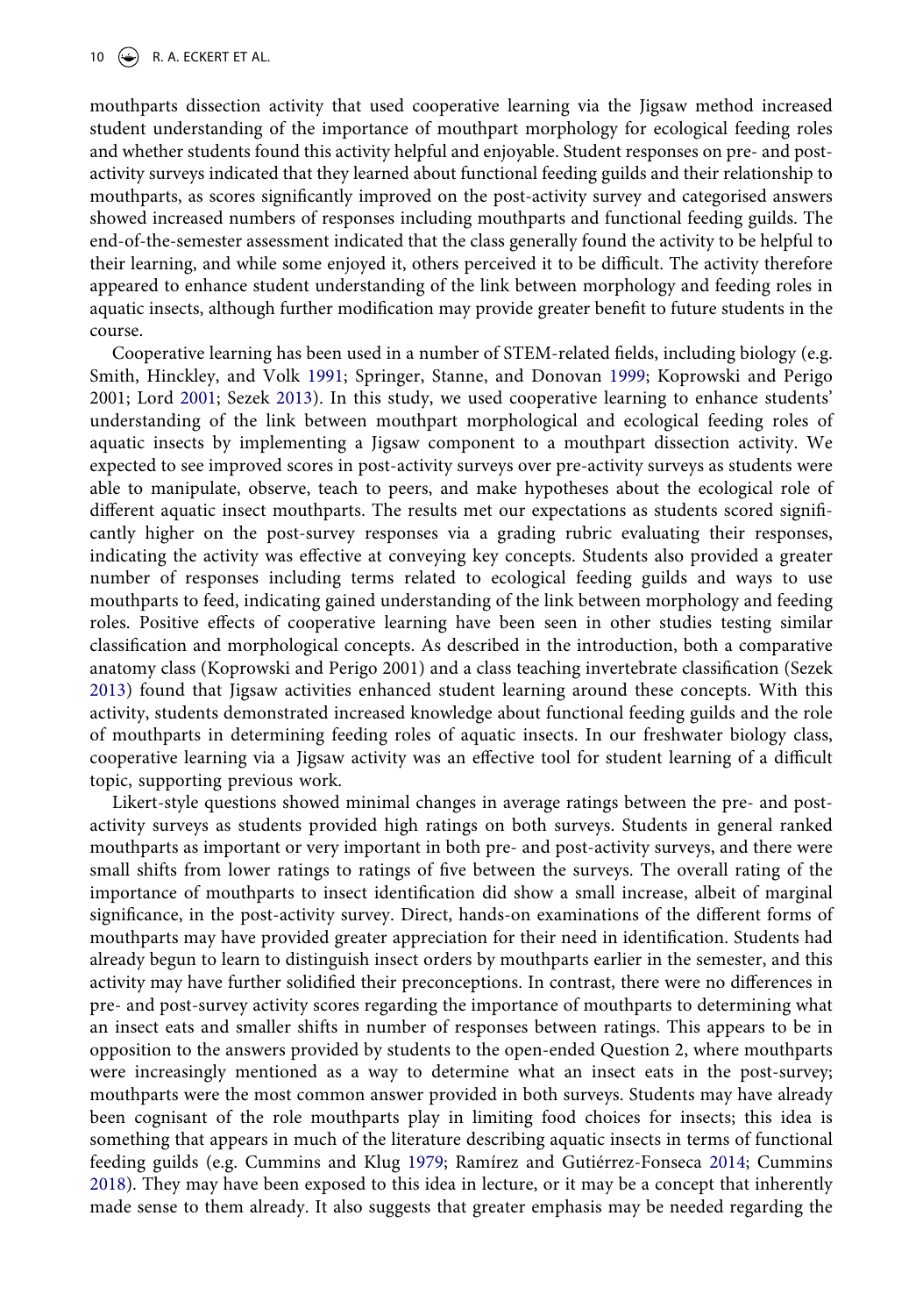mouthparts dissection activity that used cooperative learning via the Jigsaw method increased student understanding of the importance of mouthpart morphology for ecological feeding roles and whether students found this activity helpful and enjoyable. Student responses on pre- and post-activity surveys indicated that they learned about functional feeding guilds and their relationship to mouthparts, as scores significantly improved on the post-activity survey and categorised answers showed increased numbers of responses including mouthparts and functional feeding guilds. The end-of-the-semester assessment indicated that the class generally found the activity to be helpful to their learning, and while some enjoyed it, others perceived it to be difficult. The activity therefore appeared to enhance student understanding of the link between morphology and feeding roles in aquatic insects, although further modification may provide greater benefit to future students in the course.

Cooperative learning has been used in a number of STEM-related fields, including biology (e.g. Smith, Hinckley, and Volk 1991; Springer, Stanne, and Donovan 1999; Koprowski and Perigo 2001; Lord 2001; Sezek 2013). In this study, we used cooperative learning to enhance students' understanding of the link between mouthpart morphological and ecological feeding roles of aquatic insects by implementing a Jigsaw component to a mouthpart dissection activity. We expected to see improved scores in post-activity surveys over pre-activity surveys as students were able to manipulate, observe, teach to peers, and make hypotheses about the ecological role of different aquatic insect mouthparts. The results met our expectations as students scored significantly higher on the post-survey responses via a grading rubric evaluating their responses, indicating the activity was effective at conveying key concepts. Students also provided a greater number of responses including terms related to ecological feeding guilds and ways to use mouthparts to feed, indicating gained understanding of the link between morphology and feeding roles. Positive effects of cooperative learning have been seen in other studies testing similar classification and morphological concepts. As described in the introduction, both a comparative anatomy class (Koprowski and Perigo 2001) and a class teaching invertebrate classification (Sezek 2013) found that Jigsaw activities enhanced student learning around these concepts. With this activity, students demonstrated increased knowledge about functional feeding guilds and the role of mouthparts in determining feeding roles of aquatic insects. In our freshwater biology class, cooperative learning via a Jigsaw activity was an effective tool for student learning of a difficult topic, supporting previous work.

Likert-style questions showed minimal changes in average ratings between the pre- and post-activity surveys as students provided high ratings on both surveys. Students in general ranked mouthparts as important or very important in both pre- and post-activity surveys, and there were small shifts from lower ratings to ratings of five between the surveys. The overall rating of the importance of mouthparts to insect identification did show a small increase, albeit of marginal significance, in the post-activity survey. Direct, hands-on examinations of the different forms of mouthparts may have provided greater appreciation for their need in identification. Students had already begun to learn to distinguish insect orders by mouthparts earlier in the semester, and this activity may have further solidified their preconceptions. In contrast, there were no differences in pre- and post-survey activity scores regarding the importance of mouthparts to determining what an insect eats and smaller shifts in number of responses between ratings. This appears to be in opposition to the answers provided by students to the open-ended Question 2, where mouthparts were increasingly mentioned as a way to determine what an insect eats in the post-survey; mouthparts were the most common answer provided in both surveys. Students may have already been cognisant of the role mouthparts play in limiting food choices for insects; this idea is something that appears in much of the literature describing aquatic insects in terms of functional feeding guilds (e.g. Cummins and Klug 1979; Ramírez and Gutiérrez-Fonseca 2014; Cummins 2018). They may have been exposed to this idea in lecture, or it may be a concept that inherently made sense to them already. It also suggests that greater emphasis may be needed regarding the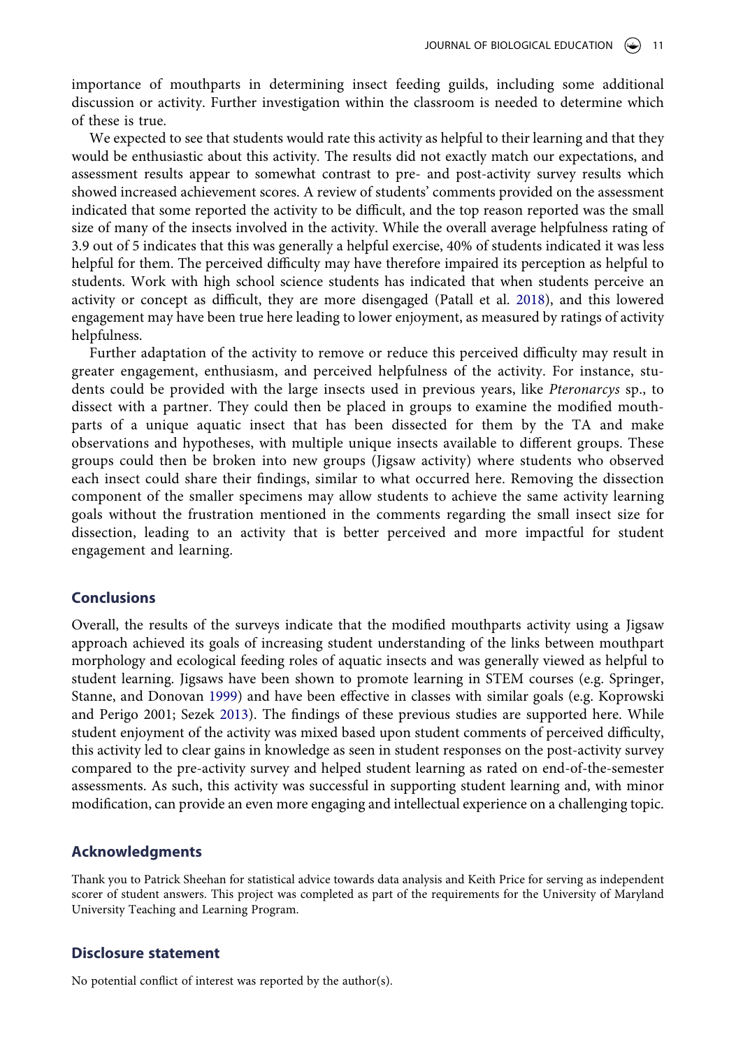importance of mouthparts in determining insect feeding guilds, including some additional discussion or activity. Further investigation within the classroom is needed to determine which of these is true.

We expected to see that students would rate this activity as helpful to their learning and that they would be enthusiastic about this activity. The results did not exactly match our expectations, and assessment results appear to somewhat contrast to pre- and post-activity survey results which showed increased achievement scores. A review of students' comments provided on the assessment indicated that some reported the activity to be difficult, and the top reason reported was the small size of many of the insects involved in the activity. While the overall average helpfulness rating of 3.9 out of 5 indicates that this was generally a helpful exercise, 40% of students indicated it was less helpful for them. The perceived difficulty may have therefore impaired its perception as helpful to students. Work with high school science students has indicated that when students perceive an activity or concept as difficult, they are more disengaged (Patall et al. 2018), and this lowered engagement may have been true here leading to lower enjoyment, as measured by ratings of activity helpfulness.

Further adaptation of the activity to remove or reduce this perceived difficulty may result in greater engagement, enthusiasm, and perceived helpfulness of the activity. For instance, students could be provided with the large insects used in previous years, like *Pteronarcys* sp., to dissect with a partner. They could then be placed in groups to examine the modified mouthparts of a unique aquatic insect that has been dissected for them by the TA and make observations and hypotheses, with multiple unique insects available to different groups. These groups could then be broken into new groups (Jigsaw activity) where students who observed each insect could share their findings, similar to what occurred here. Removing the dissection component of the smaller specimens may allow students to achieve the same activity learning goals without the frustration mentioned in the comments regarding the small insect size for dissection, leading to an activity that is better perceived and more impactful for student engagement and learning.

## Conclusions

Overall, the results of the surveys indicate that the modified mouthparts activity using a Jigsaw approach achieved its goals of increasing student understanding of the links between mouthpart morphology and ecological feeding roles of aquatic insects and was generally viewed as helpful to student learning. Jigsaws have been shown to promote learning in STEM courses (e.g. Springer, Stanne, and Donovan 1999) and have been effective in classes with similar goals (e.g. Koprowski and Perigo 2001; Sezek 2013). The findings of these previous studies are supported here. While student enjoyment of the activity was mixed based upon student comments of perceived difficulty, this activity led to clear gains in knowledge as seen in student responses on the post-activity survey compared to the pre-activity survey and helped student learning as rated on end-of-the-semester assessments. As such, this activity was successful in supporting student learning and, with minor modification, can provide an even more engaging and intellectual experience on a challenging topic.

## Acknowledgments

Thank you to Patrick Sheehan for statistical advice towards data analysis and Keith Price for serving as independent scorer of student answers. This project was completed as part of the requirements for the University of Maryland University Teaching and Learning Program.

## Disclosure statement

No potential conflict of interest was reported by the author(s).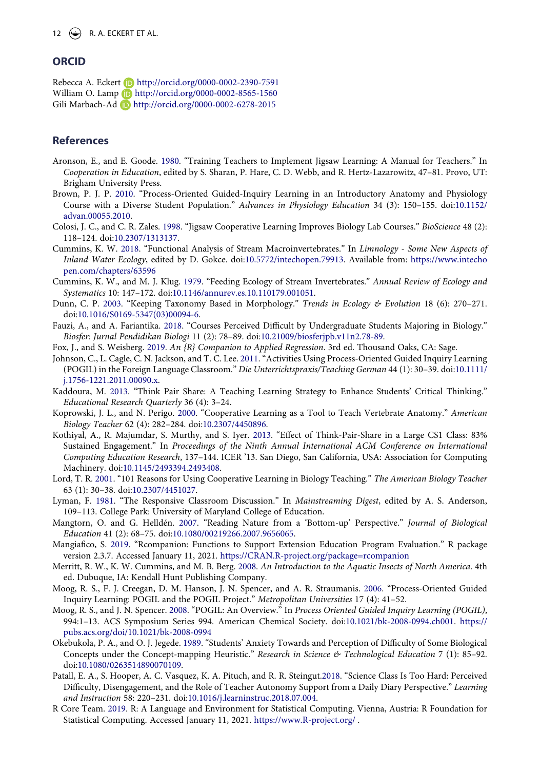## ORCID

Rebecca A. Eckert http://orcid.org/0000-0002-2390-7591
William O. Lamp http://orcid.org/0000-0002-8565-1560
Gili Marbach-Ad http://orcid.org/0000-0002-6278-2015

## References

Aronson, E., and E. Goode. 1980. "Training Teachers to Implement Jigsaw Learning: A Manual for Teachers." In *Cooperation in Education*, edited by S. Sharan, P. Hare, C. D. Webb, and R. Hertz-Lazarowitz, 47–81. Provo, UT: Brigham University Press.

Brown, P. J. P. 2010. "Process-Oriented Guided-Inquiry Learning in an Introductory Anatomy and Physiology Course with a Diverse Student Population." *Advances in Physiology Education* 34 (3): 150–155. doi:10.1152/advan.00055.2010.

Colosi, J. C., and C. R. Zales. 1998. "Jigsaw Cooperative Learning Improves Biology Lab Courses." *BioScience* 48 (2): 118–124. doi:10.2307/1313137.

Cummins, K. W. 2018. "Functional Analysis of Stream Macroinvertebrates." In *Limnology - Some New Aspects of Inland Water Ecology*, edited by D. Gokce. doi:10.5772/intechopen.79913. Available from: https://www.intechopen.com/chapters/63596

Cummins, K. W., and M. J. Klug. 1979. "Feeding Ecology of Stream Invertebrates." *Annual Review of Ecology and Systematics* 10: 147–172. doi:10.1146/annurev.es.10.110179.001051.

Dunn, C. P. 2003. "Keeping Taxonomy Based in Morphology." *Trends in Ecology & Evolution* 18 (6): 270–271. doi:10.1016/S0169-5347(03)00094-6.

Fauzi, A., and A. Fariantika. 2018. "Courses Perceived Difficult by Undergraduate Students Majoring in Biology." *Biosfer: Jurnal Pendidikan Biologi* 11 (2): 78–89. doi:10.21009/biosferjpb.v11n2.78-89.

Fox, J., and S. Weisberg. 2019. *An {R} Companion to Applied Regression*. 3rd ed. Thousand Oaks, CA: Sage.

Johnson, C., L. Cagle, C. N. Jackson, and T. C. Lee. 2011. "Activities Using Process-Oriented Guided Inquiry Learning (POGIL) in the Foreign Language Classroom." *Die Unterrichtspraxis/Teaching German* 44 (1): 30–39. doi:10.1111/j.1756-1221.2011.00090.x.

Kaddoura, M. 2013. "Think Pair Share: A Teaching Learning Strategy to Enhance Students' Critical Thinking." *Educational Research Quarterly* 36 (4): 3–24.

Koprowski, J. L., and N. Perigo. 2000. "Cooperative Learning as a Tool to Teach Vertebrate Anatomy." *American Biology Teacher* 62 (4): 282–284. doi:10.2307/4450896.

Kothiyal, A., R. Majumdar, S. Murthy, and S. Iyer. 2013. "Effect of Think-Pair-Share in a Large CS1 Class: 83% Sustained Engagement." In *Proceedings of the Ninth Annual International ACM Conference on International Computing Education Research*, 137–144. ICER '13. San Diego, San California, USA: Association for Computing Machinery. doi:10.1145/2493394.2493408.

Lord, T. R. 2001. "101 Reasons for Using Cooperative Learning in Biology Teaching." *The American Biology Teacher* 63 (1): 30–38. doi:10.2307/4451027.

Lyman, F. 1981. "The Responsive Classroom Discussion." In *Mainstreaming Digest*, edited by A. S. Anderson, 109–113. College Park: University of Maryland College of Education.

Mangtorn, O. and G. Helldén. 2007. "Reading Nature from a 'Bottom-up' Perspective." *Journal of Biological Education* 41 (2): 68–75. doi:10.1080/00219266.2007.9656065.

Mangiafico, S. 2019. "Rcompanion: Functions to Support Extension Education Program Evaluation." R package version 2.3.7. Accessed January 11, 2021. https://CRAN.R-project.org/package=rcompanion

Merritt, R. W., K. W. Cummins, and M. B. Berg. 2008. *An Introduction to the Aquatic Insects of North America*. 4th ed. Dubuque, IA: Kendall Hunt Publishing Company.

Moog, R. S., F. J. Creegan, D. M. Hanson, J. N. Spencer, and A. R. Straumanis. 2006. "Process-Oriented Guided Inquiry Learning: POGIL and the POGIL Project." *Metropolitan Universities* 17 (4): 41–52.

Moog, R. S., and J. N. Spencer. 2008. "POGIL: An Overview." In *Process Oriented Guided Inquiry Learning (POGIL)*, 994:1–13. ACS Symposium Series 994. American Chemical Society. doi:10.1021/bk-2008-0994.ch001. https://pubs.acs.org/doi/10.1021/bk-2008-0994

Okebukola, P. A., and O. J. Jegede. 1989. "Students' Anxiety Towards and Perception of Difficulty of Some Biological Concepts under the Concept-mapping Heuristic." *Research in Science & Technological Education* 7 (1): 85–92. doi:10.1080/0263514890070109.

Patall, E. A., S. Hooper, A. C. Vasquez, K. A. Pituch, and R. R. Steingut.2018. "Science Class Is Too Hard: Perceived Difficulty, Disengagement, and the Role of Teacher Autonomy Support from a Daily Diary Perspective." *Learning and Instruction* 58: 220–231. doi:10.1016/j.learninstruc.2018.07.004.

R Core Team. 2019. R: A Language and Environment for Statistical Computing. Vienna, Austria: R Foundation for Statistical Computing. Accessed January 11, 2021. https://www.R-project.org/ .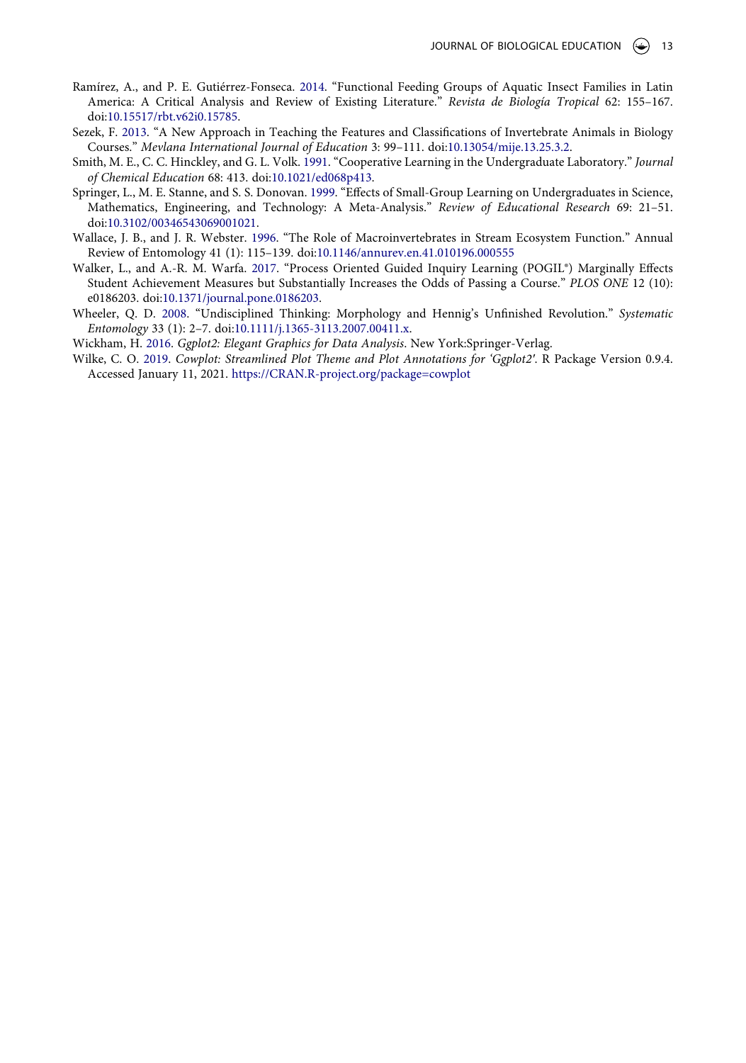Ramírez, A., and P. E. Gutiérrez-Fonseca. 2014. "Functional Feeding Groups of Aquatic Insect Families in Latin America: A Critical Analysis and Review of Existing Literature." *Revista de Biología Tropical* 62: 155–167. doi:10.15517/rbt.v62i0.15785.

Sezek, F. 2013. "A New Approach in Teaching the Features and Classifications of Invertebrate Animals in Biology Courses." *Mevlana International Journal of Education* 3: 99–111. doi:10.13054/mije.13.25.3.2.

Smith, M. E., C. C. Hinckley, and G. L. Volk. 1991. "Cooperative Learning in the Undergraduate Laboratory." *Journal of Chemical Education* 68: 413. doi:10.1021/ed068p413.

Springer, L., M. E. Stanne, and S. S. Donovan. 1999. "Effects of Small-Group Learning on Undergraduates in Science, Mathematics, Engineering, and Technology: A Meta-Analysis." *Review of Educational Research* 69: 21–51. doi:10.3102/00346543069001021.

Wallace, J. B., and J. R. Webster. 1996. "The Role of Macroinvertebrates in Stream Ecosystem Function." Annual Review of Entomology 41 (1): 115–139. doi:10.1146/annurev.en.41.010196.000555

Walker, L., and A.-R. M. Warfa. 2017. "Process Oriented Guided Inquiry Learning (POGIL®) Marginally Effects Student Achievement Measures but Substantially Increases the Odds of Passing a Course." *PLOS ONE* 12 (10): e0186203. doi:10.1371/journal.pone.0186203.

Wheeler, Q. D. 2008. "Undisciplined Thinking: Morphology and Hennig's Unfinished Revolution." *Systematic Entomology* 33 (1): 2–7. doi:10.1111/j.1365-3113.2007.00411.x.

Wickham, H. 2016. *Ggplot2: Elegant Graphics for Data Analysis*. New York:Springer-Verlag.

Wilke, C. O. 2019. *Cowplot: Streamlined Plot Theme and Plot Annotations for 'Ggplot2'*. R Package Version 0.9.4. Accessed January 11, 2021. https://CRAN.R-project.org/package=cowplot